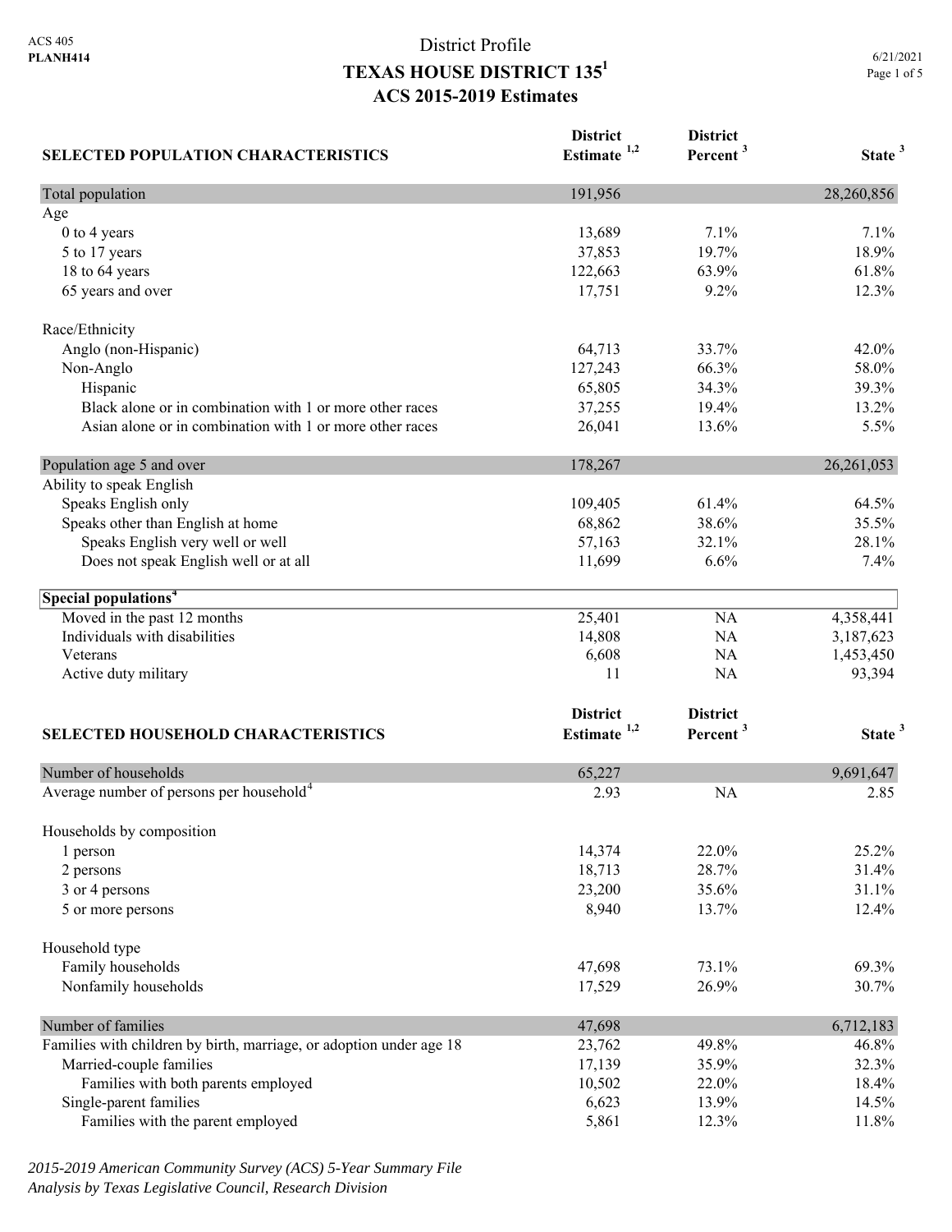ACS 405
**PLANH414**

# District Profile
# TEXAS HOUSE DISTRICT 135[1]
## ACS 2015-2019 Estimates

6/21/2021

| SELECTED POPULATION CHARACTERISTICS | District Estimate [1,2] | District Percent [3] | State [3] |
|---|---|---|---|
| Total population | 191,956 | | 28,260,856 |
| Age | | | |
| 0 to 4 years | 13,689 | 7.1% | 7.1% |
| 5 to 17 years | 37,853 | 19.7% | 18.9% |
| 18 to 64 years | 122,663 | 63.9% | 61.8% |
| 65 years and over | 17,751 | 9.2% | 12.3% |
| Race/Ethnicity | | | |
| Anglo (non-Hispanic) | 64,713 | 33.7% | 42.0% |
| Non-Anglo | 127,243 | 66.3% | 58.0% |
| Hispanic | 65,805 | 34.3% | 39.3% |
| Black alone or in combination with 1 or more other races | 37,255 | 19.4% | 13.2% |
| Asian alone or in combination with 1 or more other races | 26,041 | 13.6% | 5.5% |
| Population age 5 and over | 178,267 | | 26,261,053 |
| Ability to speak English | | | |
| Speaks English only | 109,405 | 61.4% | 64.5% |
| Speaks other than English at home | 68,862 | 38.6% | 35.5% |
| Speaks English very well or well | 57,163 | 32.1% | 28.1% |
| Does not speak English well or at all | 11,699 | 6.6% | 7.4% |
| **Special populations[4]** | | | |
| Moved in the past 12 months | 25,401 | NA | 4,358,441 |
| Individuals with disabilities | 14,808 | NA | 3,187,623 |
| Veterans | 6,608 | NA | 1,453,450 |
| Active duty military | 11 | NA | 93,394 |

| SELECTED HOUSEHOLD CHARACTERISTICS | District Estimate [1,2] | District Percent [3] | State [3] |
|---|---|---|---|
| Number of households | 65,227 | | 9,691,647 |
| Average number of persons per household[4] | 2.93 | NA | 2.85 |
| Households by composition | | | |
| 1 person | 14,374 | 22.0% | 25.2% |
| 2 persons | 18,713 | 28.7% | 31.4% |
| 3 or 4 persons | 23,200 | 35.6% | 31.1% |
| 5 or more persons | 8,940 | 13.7% | 12.4% |
| Household type | | | |
| Family households | 47,698 | 73.1% | 69.3% |
| Nonfamily households | 17,529 | 26.9% | 30.7% |
| Number of families | 47,698 | | 6,712,183 |
| Families with children by birth, marriage, or adoption under age 18 | 23,762 | 49.8% | 46.8% |
| Married-couple families | 17,139 | 35.9% | 32.3% |
| Families with both parents employed | 10,502 | 22.0% | 18.4% |
| Single-parent families | 6,623 | 13.9% | 14.5% |
| Families with the parent employed | 5,861 | 12.3% | 11.8% |

*2015-2019 American Community Survey (ACS) 5-Year Summary File*
*Analysis by Texas Legislative Council, Research Division*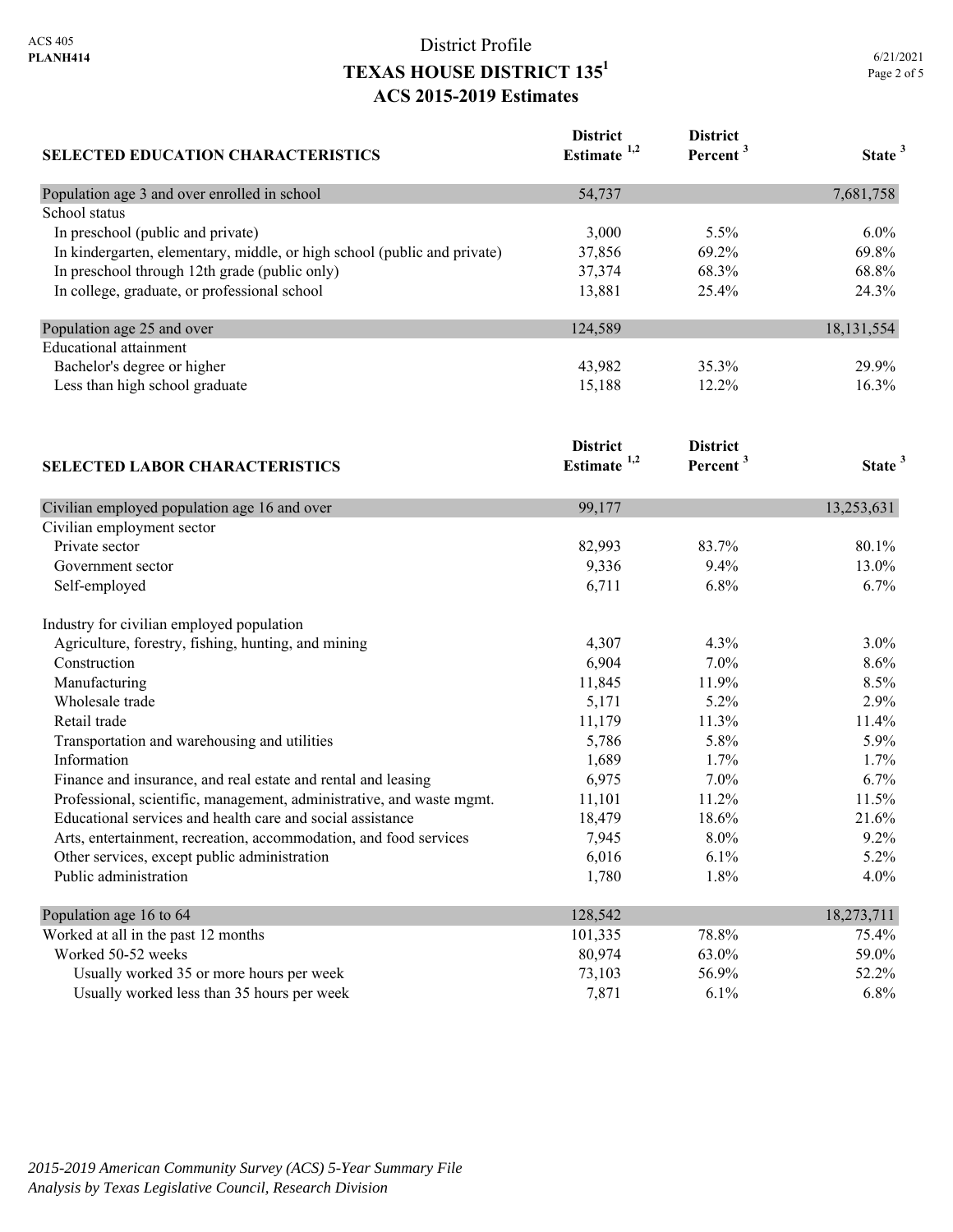District Profile

# TEXAS HOUSE DISTRICT 135[1]

## ACS 2015-2019 Estimates

| SELECTED EDUCATION CHARACTERISTICS | District Estimate [1,2] | District Percent [3] | State [3] |
|---|---|---|---|
| Population age 3 and over enrolled in school | 54,737 | | 7,681,758 |
| School status | | | |
| In preschool (public and private) | 3,000 | 5.5% | 6.0% |
| In kindergarten, elementary, middle, or high school (public and private) | 37,856 | 69.2% | 69.8% |
| In preschool through 12th grade (public only) | 37,374 | 68.3% | 68.8% |
| In college, graduate, or professional school | 13,881 | 25.4% | 24.3% |
| Population age 25 and over | 124,589 | | 18,131,554 |
| Educational attainment | | | |
| Bachelor's degree or higher | 43,982 | 35.3% | 29.9% |
| Less than high school graduate | 15,188 | 12.2% | 16.3% |

| SELECTED LABOR CHARACTERISTICS | District Estimate [1,2] | District Percent [3] | State [3] |
|---|---|---|---|
| Civilian employed population age 16 and over | 99,177 | | 13,253,631 |
| Civilian employment sector | | | |
| Private sector | 82,993 | 83.7% | 80.1% |
| Government sector | 9,336 | 9.4% | 13.0% |
| Self-employed | 6,711 | 6.8% | 6.7% |
| Industry for civilian employed population | | | |
| Agriculture, forestry, fishing, hunting, and mining | 4,307 | 4.3% | 3.0% |
| Construction | 6,904 | 7.0% | 8.6% |
| Manufacturing | 11,845 | 11.9% | 8.5% |
| Wholesale trade | 5,171 | 5.2% | 2.9% |
| Retail trade | 11,179 | 11.3% | 11.4% |
| Transportation and warehousing and utilities | 5,786 | 5.8% | 5.9% |
| Information | 1,689 | 1.7% | 1.7% |
| Finance and insurance, and real estate and rental and leasing | 6,975 | 7.0% | 6.7% |
| Professional, scientific, management, administrative, and waste mgmt. | 11,101 | 11.2% | 11.5% |
| Educational services and health care and social assistance | 18,479 | 18.6% | 21.6% |
| Arts, entertainment, recreation, accommodation, and food services | 7,945 | 8.0% | 9.2% |
| Other services, except public administration | 6,016 | 6.1% | 5.2% |
| Public administration | 1,780 | 1.8% | 4.0% |
| Population age 16 to 64 | 128,542 | | 18,273,711 |
| Worked at all in the past 12 months | 101,335 | 78.8% | 75.4% |
| Worked 50-52 weeks | 80,974 | 63.0% | 59.0% |
| Usually worked 35 or more hours per week | 73,103 | 56.9% | 52.2% |
| Usually worked less than 35 hours per week | 7,871 | 6.1% | 6.8% |

*2015-2019 American Community Survey (ACS) 5-Year Summary File*
*Analysis by Texas Legislative Council, Research Division*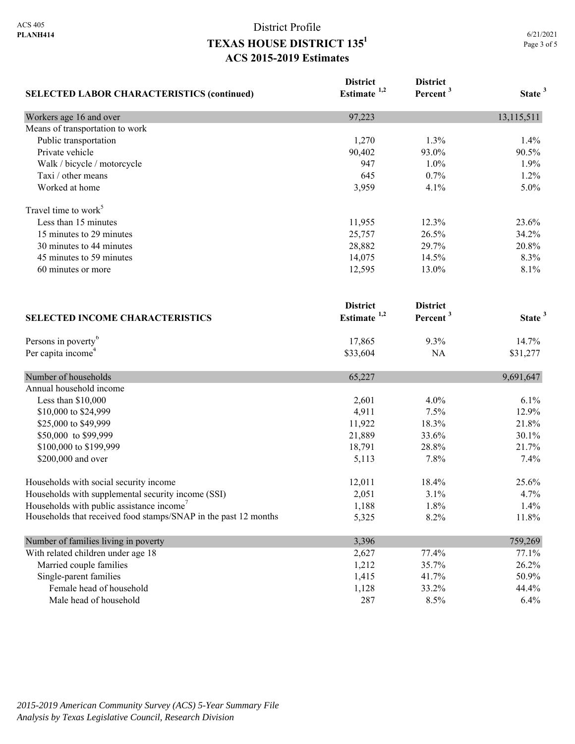# District Profile

## TEXAS HOUSE DISTRICT 135[1]

## ACS 2015-2019 Estimates

| SELECTED LABOR CHARACTERISTICS (continued) | District Estimate [1,2] | District Percent [3] | State [3] |
|---|---|---|---|
| Workers age 16 and over | 97,223 | | 13,115,511 |
| Means of transportation to work | | | |
| Public transportation | 1,270 | 1.3% | 1.4% |
| Private vehicle | 90,402 | 93.0% | 90.5% |
| Walk / bicycle / motorcycle | 947 | 1.0% | 1.9% |
| Taxi / other means | 645 | 0.7% | 1.2% |
| Worked at home | 3,959 | 4.1% | 5.0% |
| Travel time to work[5] | | | |
| Less than 15 minutes | 11,955 | 12.3% | 23.6% |
| 15 minutes to 29 minutes | 25,757 | 26.5% | 34.2% |
| 30 minutes to 44 minutes | 28,882 | 29.7% | 20.8% |
| 45 minutes to 59 minutes | 14,075 | 14.5% | 8.3% |
| 60 minutes or more | 12,595 | 13.0% | 8.1% |

| SELECTED INCOME CHARACTERISTICS | District Estimate [1,2] | District Percent [3] | State [3] |
|---|---|---|---|
| Persons in poverty[6] | 17,865 | 9.3% | 14.7% |
| Per capita income[4] | $33,604 | NA | $31,277 |
| Number of households | 65,227 | | 9,691,647 |
| Annual household income | | | |
| Less than $10,000 | 2,601 | 4.0% | 6.1% |
| $10,000 to $24,999 | 4,911 | 7.5% | 12.9% |
| $25,000 to $49,999 | 11,922 | 18.3% | 21.8% |
| $50,000 to $99,999 | 21,889 | 33.6% | 30.1% |
| $100,000 to $199,999 | 18,791 | 28.8% | 21.7% |
| $200,000 and over | 5,113 | 7.8% | 7.4% |
| Households with social security income | 12,011 | 18.4% | 25.6% |
| Households with supplemental security income (SSI) | 2,051 | 3.1% | 4.7% |
| Households with public assistance income[7] | 1,188 | 1.8% | 1.4% |
| Households that received food stamps/SNAP in the past 12 months | 5,325 | 8.2% | 11.8% |
| Number of families living in poverty | 3,396 | | 759,269 |
| With related children under age 18 | 2,627 | 77.4% | 77.1% |
| Married couple families | 1,212 | 35.7% | 26.2% |
| Single-parent families | 1,415 | 41.7% | 50.9% |
| Female head of household | 1,128 | 33.2% | 44.4% |
| Male head of household | 287 | 8.5% | 6.4% |

*2015-2019 American Community Survey (ACS) 5-Year Summary File*
*Analysis by Texas Legislative Council, Research Division*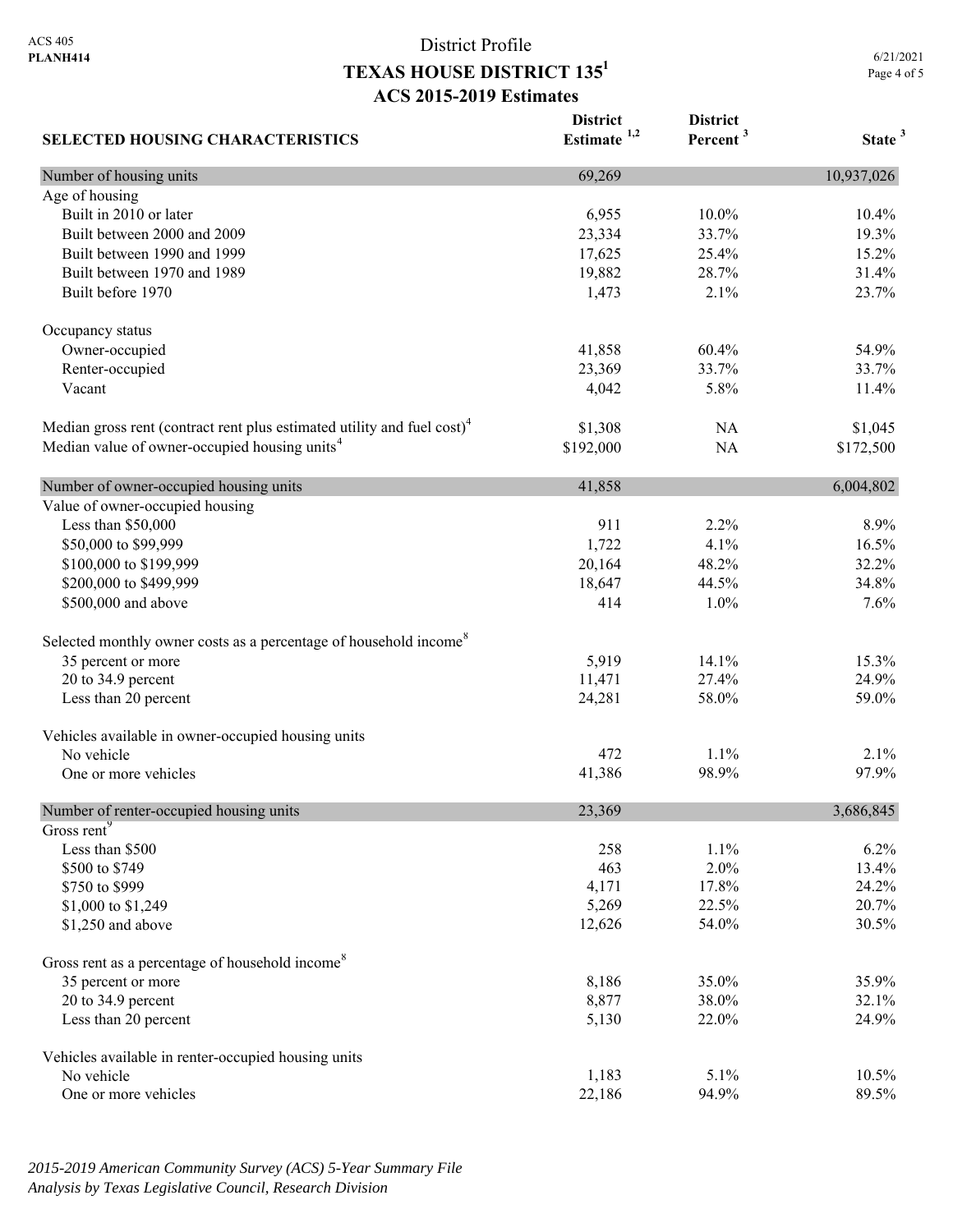# District Profile

## TEXAS HOUSE DISTRICT 135[1]

### ACS 2015-2019 Estimates

| SELECTED HOUSING CHARACTERISTICS | District Estimate [1,2] | District Percent [3] | State [3] |
|---|---|---|---|
| Number of housing units | 69,269 | | 10,937,026 |
| Age of housing | | | |
| Built in 2010 or later | 6,955 | 10.0% | 10.4% |
| Built between 2000 and 2009 | 23,334 | 33.7% | 19.3% |
| Built between 1990 and 1999 | 17,625 | 25.4% | 15.2% |
| Built between 1970 and 1989 | 19,882 | 28.7% | 31.4% |
| Built before 1970 | 1,473 | 2.1% | 23.7% |
| Occupancy status | | | |
| Owner-occupied | 41,858 | 60.4% | 54.9% |
| Renter-occupied | 23,369 | 33.7% | 33.7% |
| Vacant | 4,042 | 5.8% | 11.4% |
| Median gross rent (contract rent plus estimated utility and fuel cost)[4] | $1,308 | NA | $1,045 |
| Median value of owner-occupied housing units[4] | $192,000 | NA | $172,500 |
| Number of owner-occupied housing units | 41,858 | | 6,004,802 |
| Value of owner-occupied housing | | | |
| Less than $50,000 | 911 | 2.2% | 8.9% |
| $50,000 to $99,999 | 1,722 | 4.1% | 16.5% |
| $100,000 to $199,999 | 20,164 | 48.2% | 32.2% |
| $200,000 to $499,999 | 18,647 | 44.5% | 34.8% |
| $500,000 and above | 414 | 1.0% | 7.6% |
| Selected monthly owner costs as a percentage of household income[8] | | | |
| 35 percent or more | 5,919 | 14.1% | 15.3% |
| 20 to 34.9 percent | 11,471 | 27.4% | 24.9% |
| Less than 20 percent | 24,281 | 58.0% | 59.0% |
| Vehicles available in owner-occupied housing units | | | |
| No vehicle | 472 | 1.1% | 2.1% |
| One or more vehicles | 41,386 | 98.9% | 97.9% |
| Number of renter-occupied housing units | 23,369 | | 3,686,845 |
| Gross rent[9] | | | |
| Less than $500 | 258 | 1.1% | 6.2% |
| $500 to $749 | 463 | 2.0% | 13.4% |
| $750 to $999 | 4,171 | 17.8% | 24.2% |
| $1,000 to $1,249 | 5,269 | 22.5% | 20.7% |
| $1,250 and above | 12,626 | 54.0% | 30.5% |
| Gross rent as a percentage of household income[8] | | | |
| 35 percent or more | 8,186 | 35.0% | 35.9% |
| 20 to 34.9 percent | 8,877 | 38.0% | 32.1% |
| Less than 20 percent | 5,130 | 22.0% | 24.9% |
| Vehicles available in renter-occupied housing units | | | |
| No vehicle | 1,183 | 5.1% | 10.5% |
| One or more vehicles | 22,186 | 94.9% | 89.5% |

*2015-2019 American Community Survey (ACS) 5-Year Summary File*
*Analysis by Texas Legislative Council, Research Division*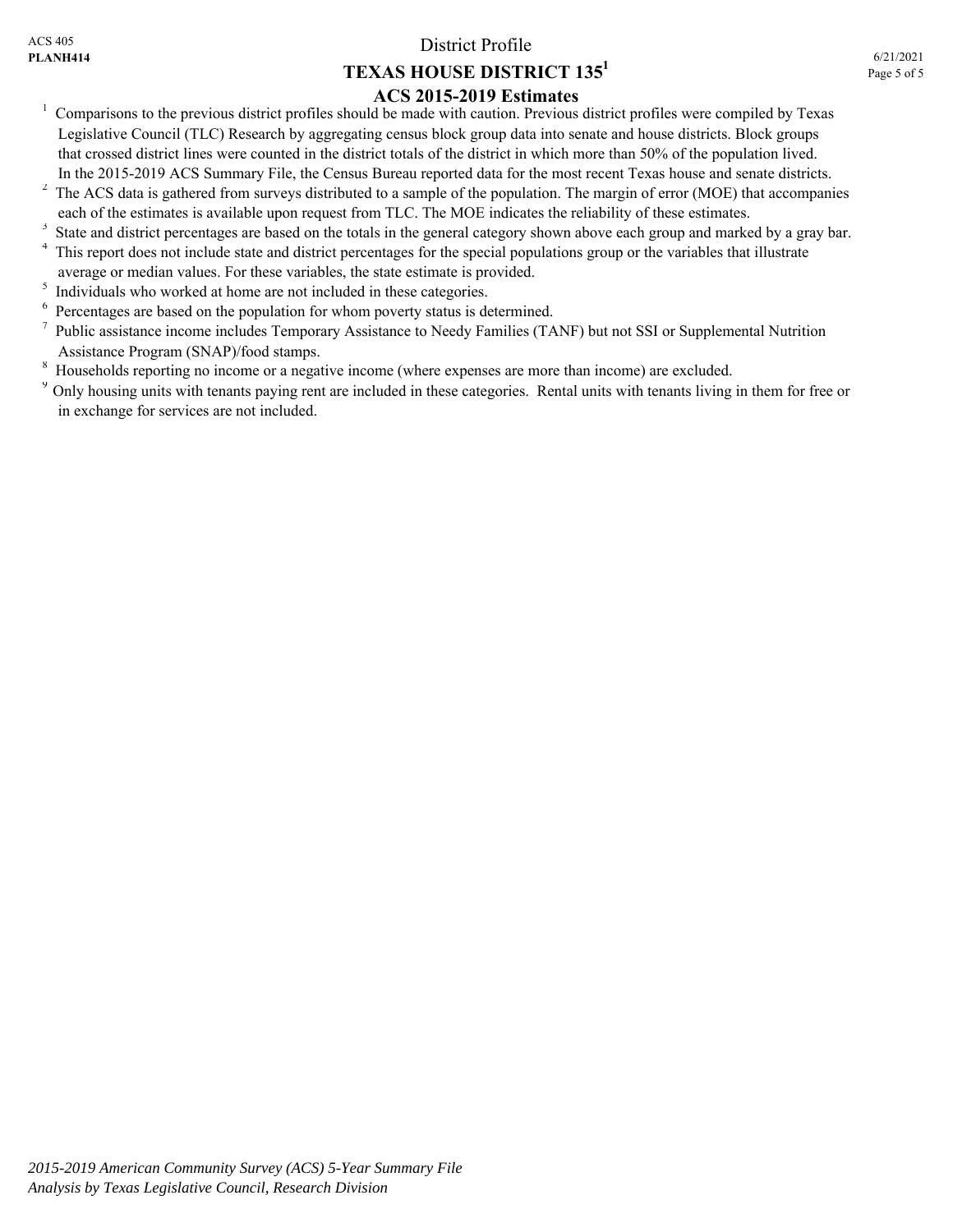# District Profile

## TEXAS HOUSE DISTRICT 135[1]

## ACS 2015-2019 Estimates

[1] Comparisons to the previous district profiles should be made with caution. Previous district profiles were compiled by Texas Legislative Council (TLC) Research by aggregating census block group data into senate and house districts. Block groups that crossed district lines were counted in the district totals of the district in which more than 50% of the population lived. In the 2015-2019 ACS Summary File, the Census Bureau reported data for the most recent Texas house and senate districts.

[2] The ACS data is gathered from surveys distributed to a sample of the population. The margin of error (MOE) that accompanies each of the estimates is available upon request from TLC. The MOE indicates the reliability of these estimates.

[3] State and district percentages are based on the totals in the general category shown above each group and marked by a gray bar.

[4] This report does not include state and district percentages for the special populations group or the variables that illustrate average or median values. For these variables, the state estimate is provided.

[5] Individuals who worked at home are not included in these categories.

[6] Percentages are based on the population for whom poverty status is determined.

[7] Public assistance income includes Temporary Assistance to Needy Families (TANF) but not SSI or Supplemental Nutrition Assistance Program (SNAP)/food stamps.

[8] Households reporting no income or a negative income (where expenses are more than income) are excluded.

[9] Only housing units with tenants paying rent are included in these categories. Rental units with tenants living in them for free or in exchange for services are not included.

*2015-2019 American Community Survey (ACS) 5-Year Summary File*
*Analysis by Texas Legislative Council, Research Division*